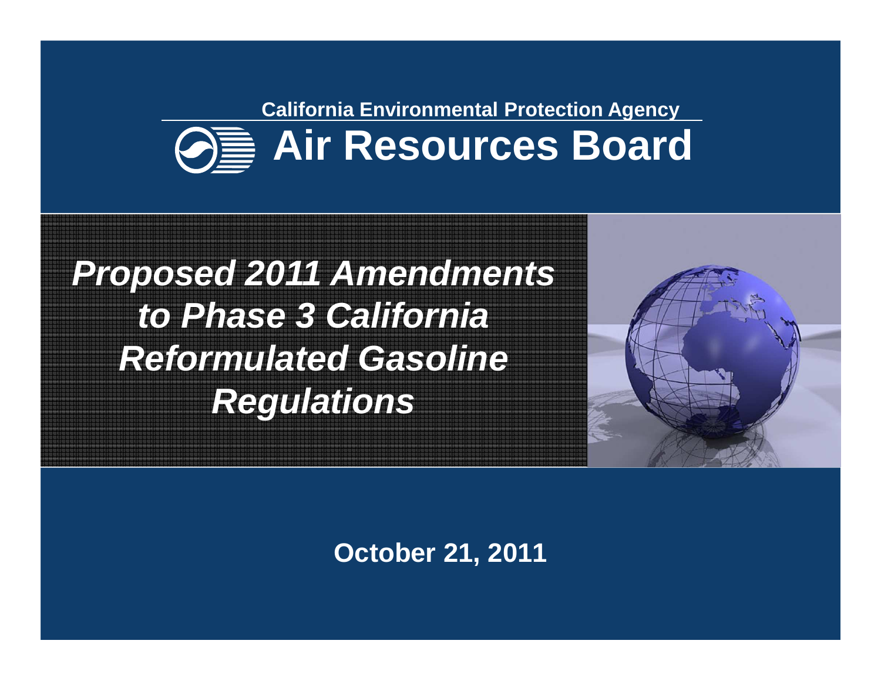California Environmental Protection Agency

# Air Resources Board

## *Proposed 2011 Amendments to Phase 3 California Reformulated Gasoline Regulations*

**October 21, 2011**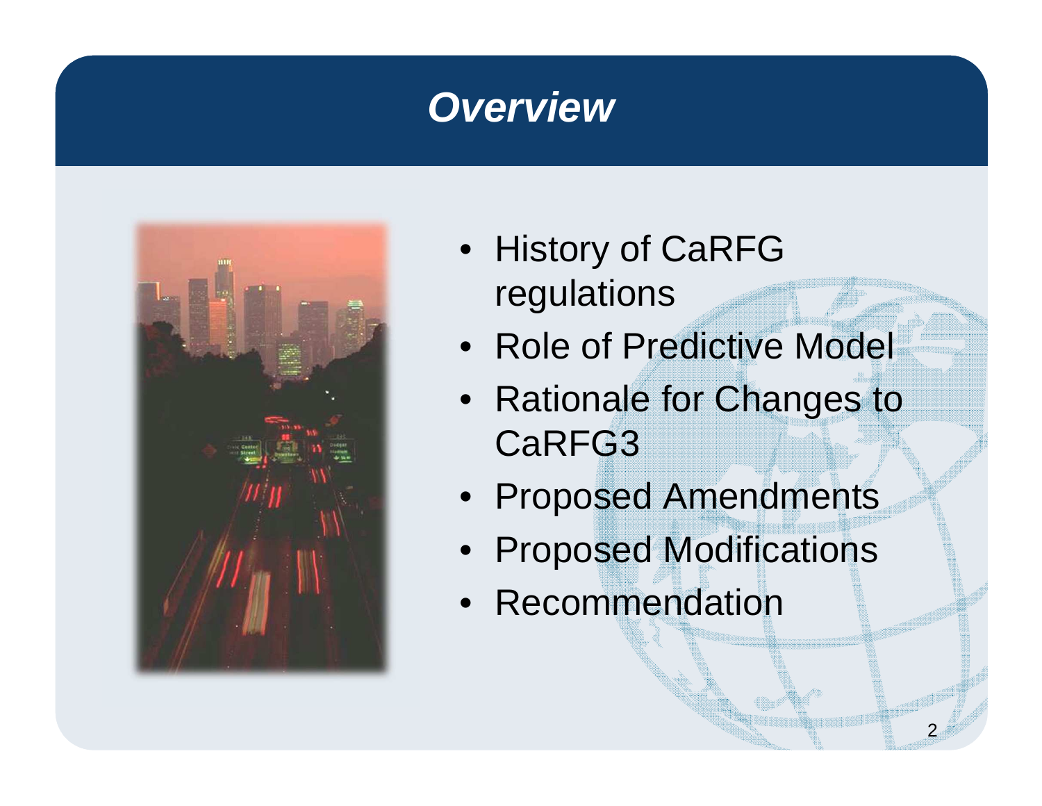# *Overview*

- History of CaRFG regulations
- Role of Predictive Model
- Rationale for Changes to CaRFG3
- Proposed Amendments
- Proposed Modifications
- Recommendation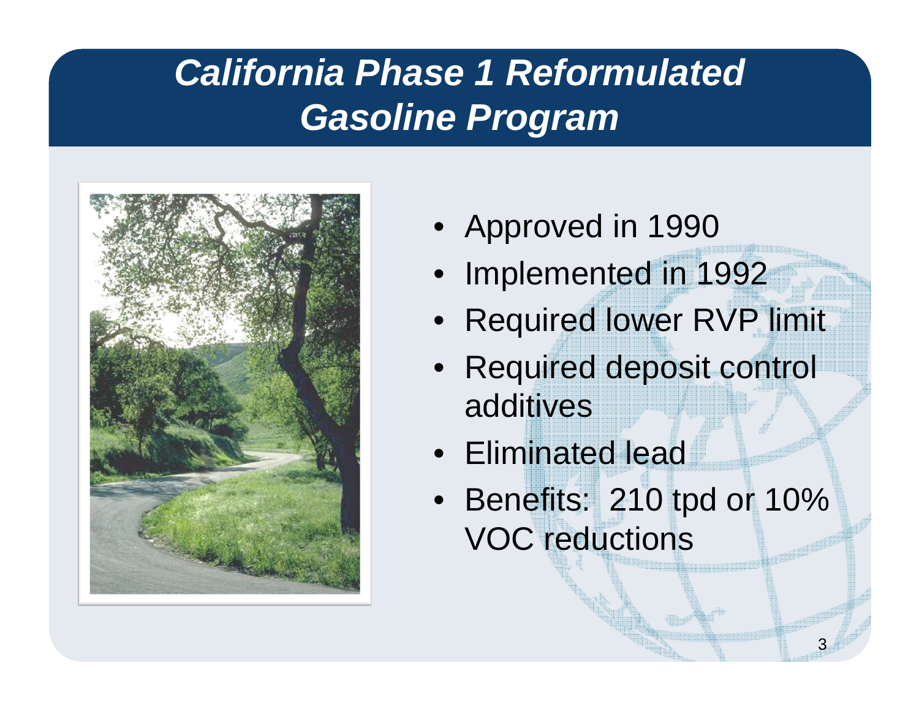# California Phase 1 Reformulated Gasoline Program

- Approved in 1990
- Implemented in 1992
- Required lower RVP limit
- Required deposit control additives
- Eliminated lead
- Benefits: 210 tpd or 10% VOC reductions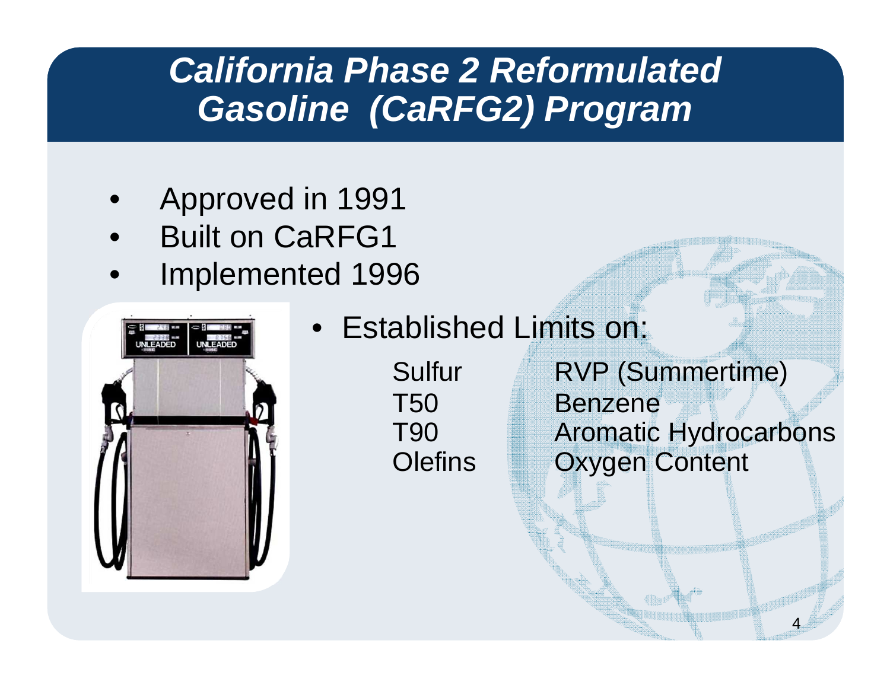# California Phase 2 Reformulated Gasoline (CaRFG2) Program

- Approved in 1991
- Built on CaRFG1
- Implemented 1996

- Established Limits on:

| | |
|---|---|
| Sulfur | RVP (Summertime) |
| T50 | Benzene |
| T90 | Aromatic Hydrocarbons |
| Olefins | Oxygen Content |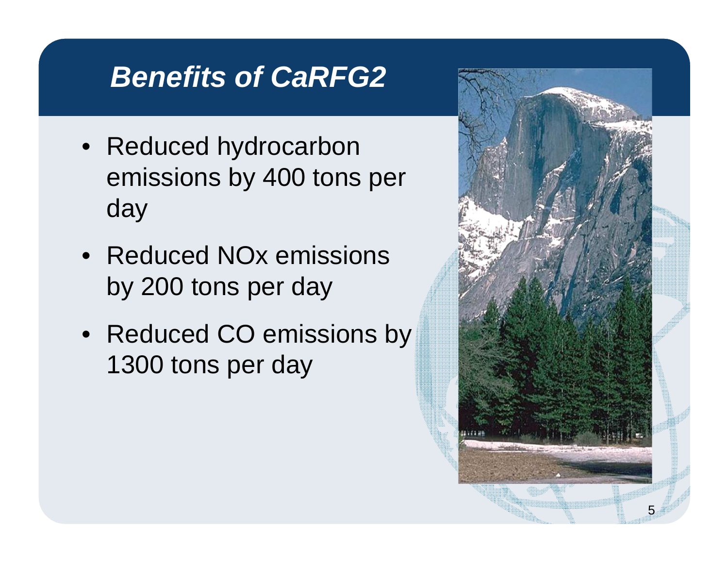# Benefits of CaRFG2

- Reduced hydrocarbon emissions by 400 tons per day
- Reduced NOx emissions by 200 tons per day
- Reduced CO emissions by 1300 tons per day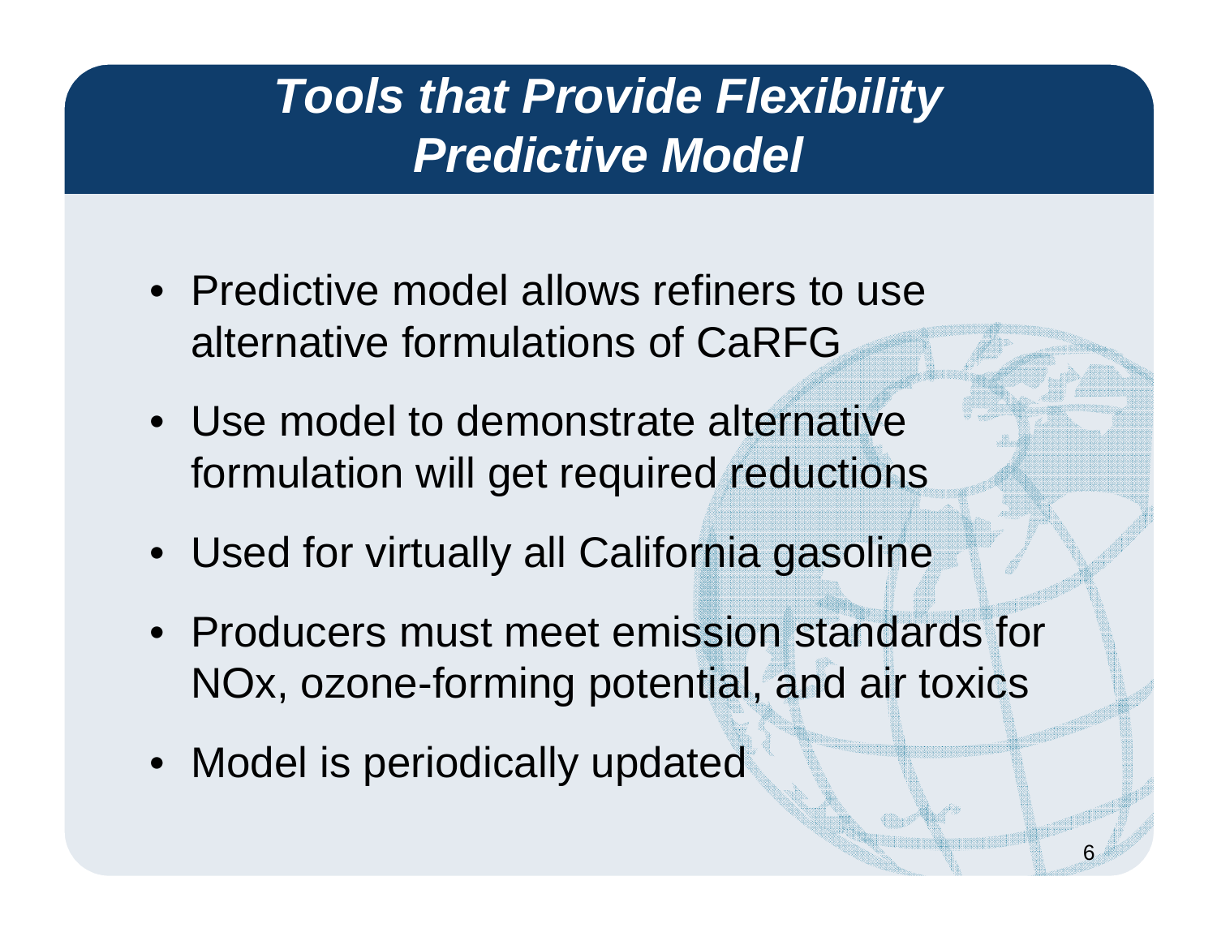# *Tools that Provide Flexibility Predictive Model*

- Predictive model allows refiners to use alternative formulations of CaRFG
- Use model to demonstrate alternative formulation will get required reductions
- Used for virtually all California gasoline
- Producers must meet emission standards for NOx, ozone-forming potential, and air toxics
- Model is periodically updated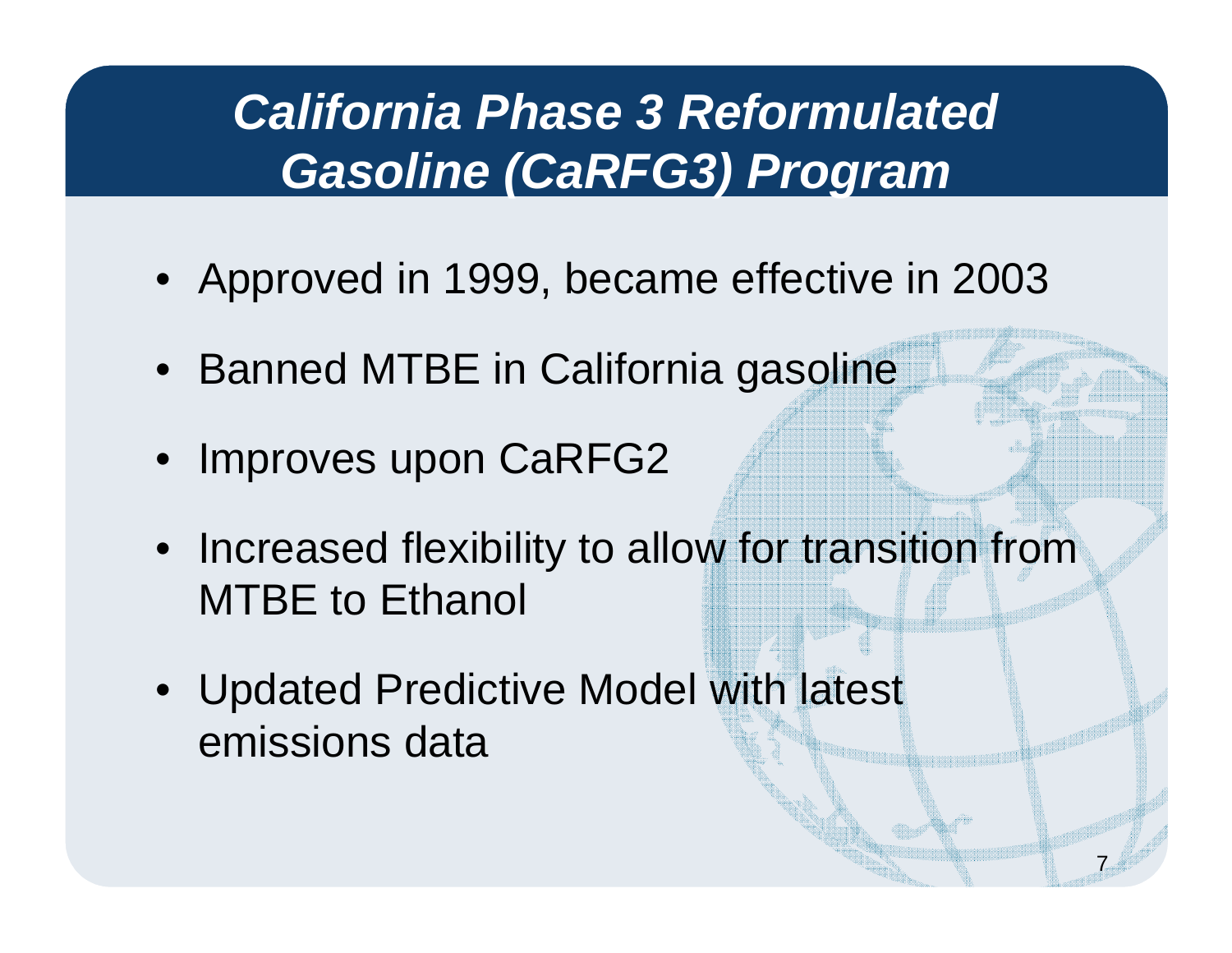# *California Phase 3 Reformulated Gasoline (CaRFG3) Program*

- Approved in 1999, became effective in 2003
- Banned MTBE in California gasoline
- Improves upon CaRFG2
- Increased flexibility to allow for transition from MTBE to Ethanol
- Updated Predictive Model with latest emissions data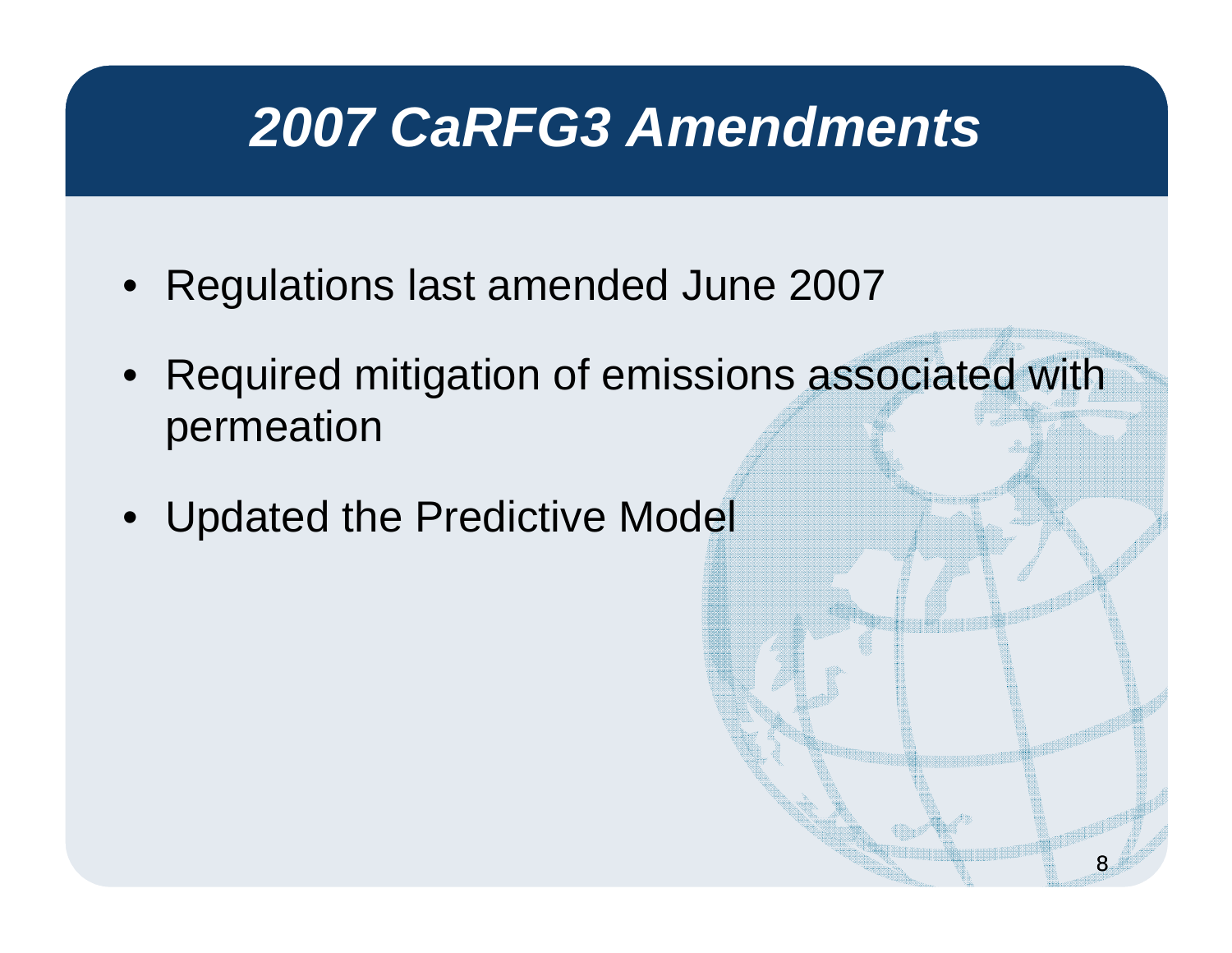# *2007 CaRFG3 Amendments*

- Regulations last amended June 2007
- Required mitigation of emissions associated with permeation
- Updated the Predictive Model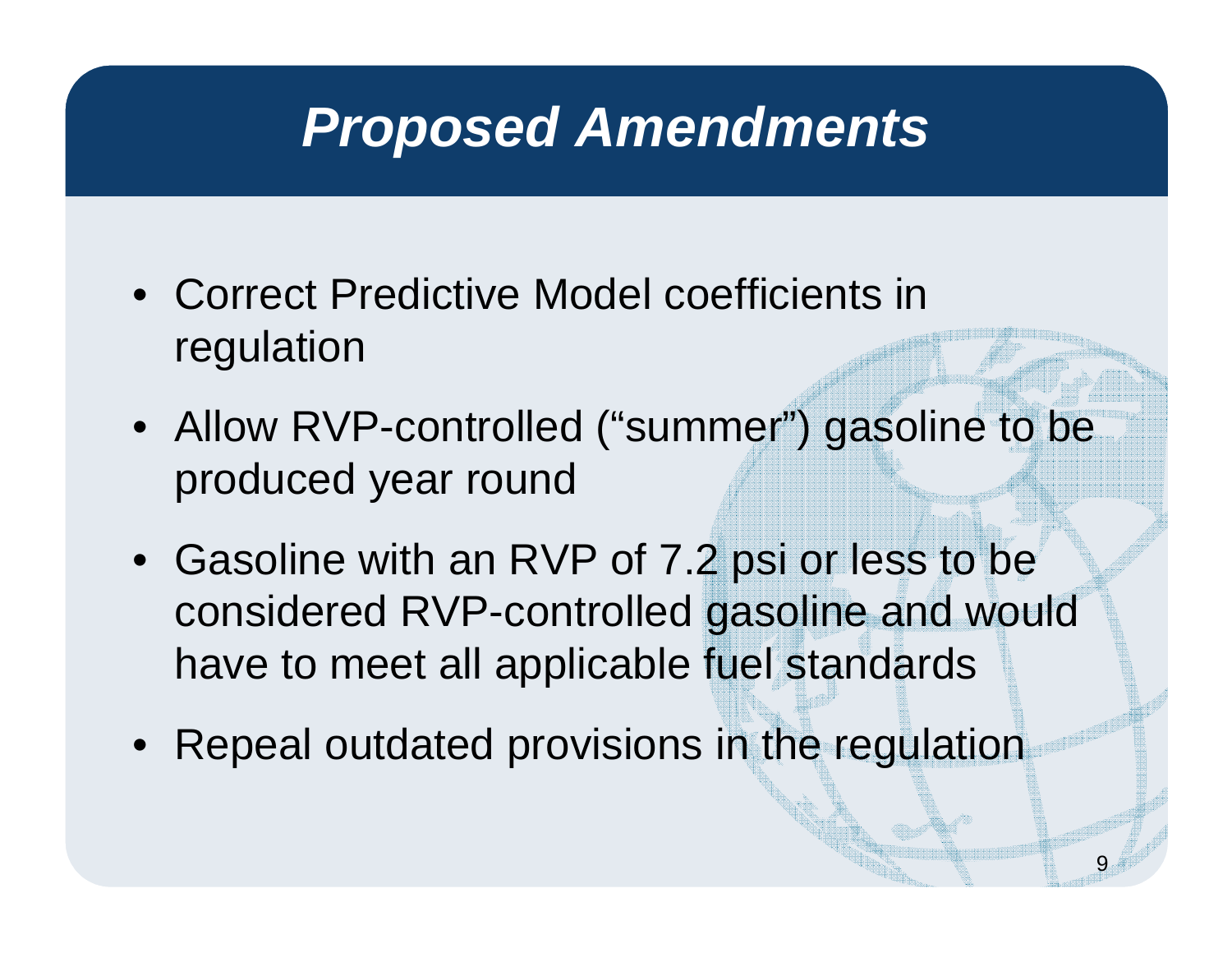# *Proposed Amendments*

- Correct Predictive Model coefficients in regulation
- Allow RVP-controlled ("summer") gasoline to be produced year round
- Gasoline with an RVP of 7.2 psi or less to be considered RVP-controlled gasoline and would have to meet all applicable fuel standards
- Repeal outdated provisions in the regulation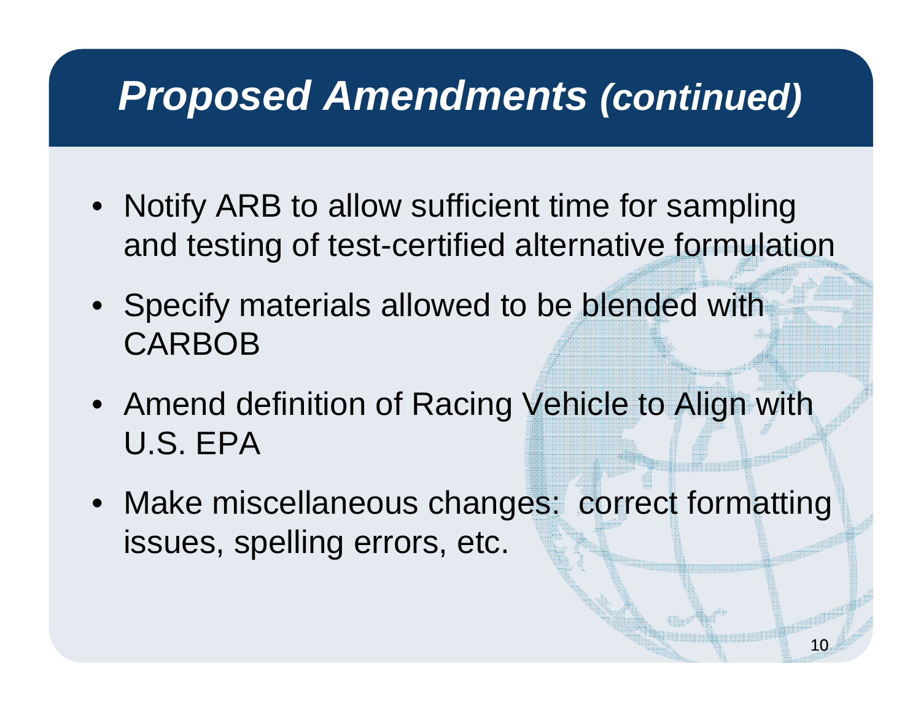# *Proposed Amendments (continued)*

- Notify ARB to allow sufficient time for sampling and testing of test-certified alternative formulation
- Specify materials allowed to be blended with CARBOB
- Amend definition of Racing Vehicle to Align with U.S. EPA
- Make miscellaneous changes: correct formatting issues, spelling errors, etc.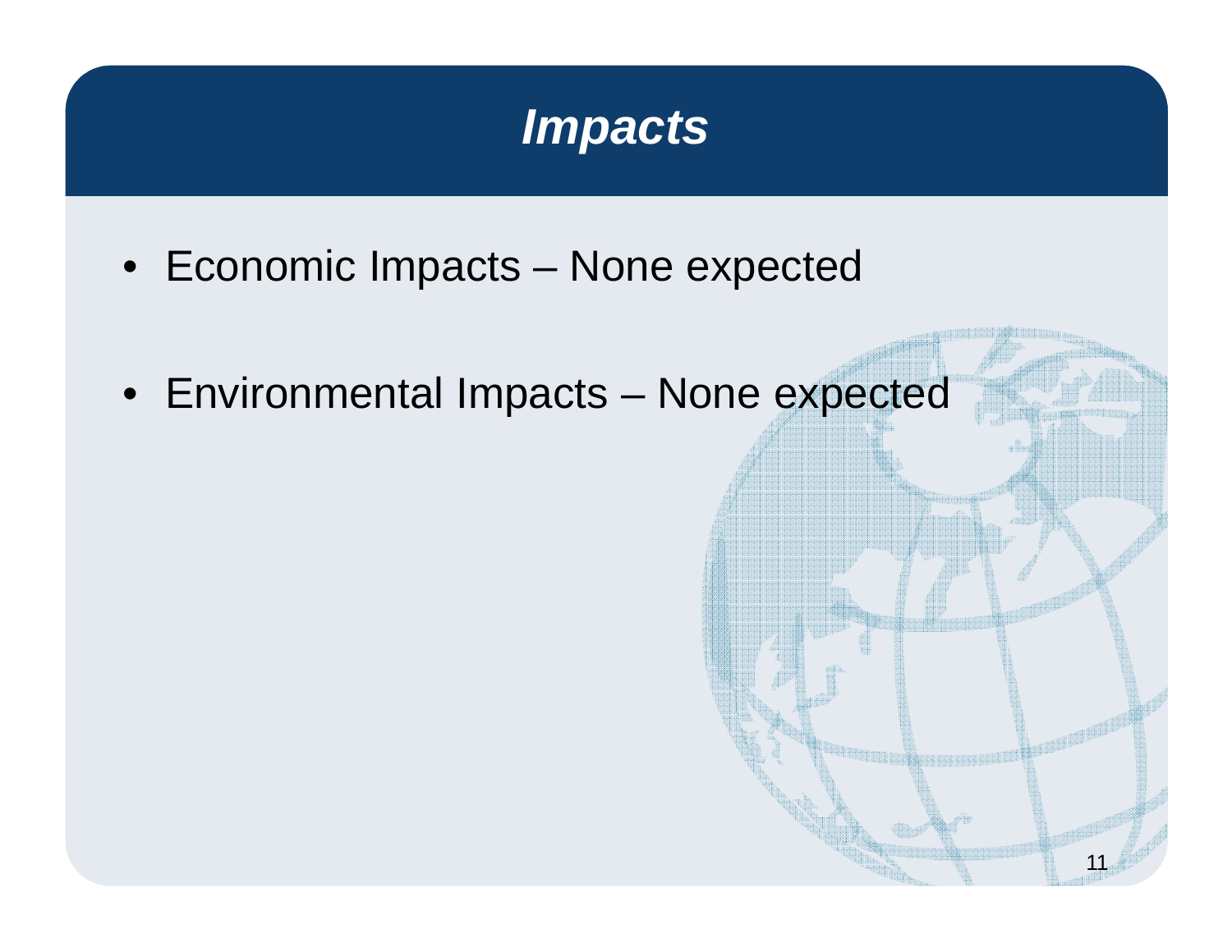# *Impacts*

- Economic Impacts – None expected
- Environmental Impacts – None expected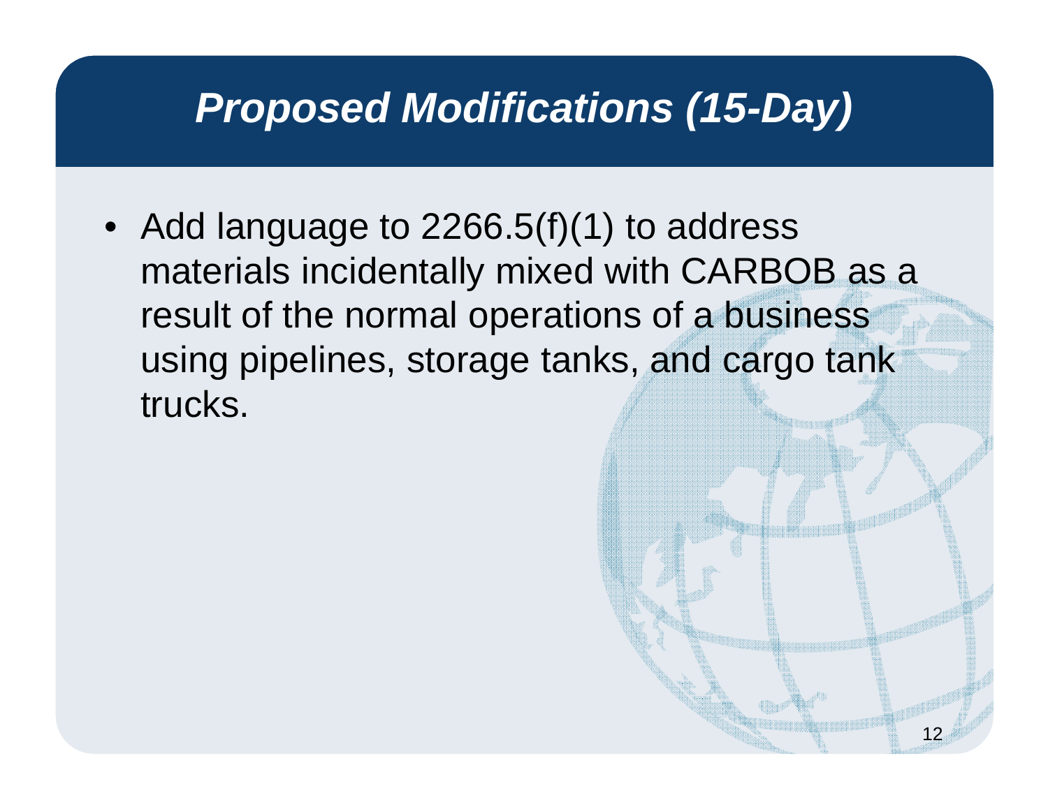# *Proposed Modifications (15-Day)*

- Add language to 2266.5(f)(1) to address materials incidentally mixed with CARBOB as a result of the normal operations of a business using pipelines, storage tanks, and cargo tank trucks.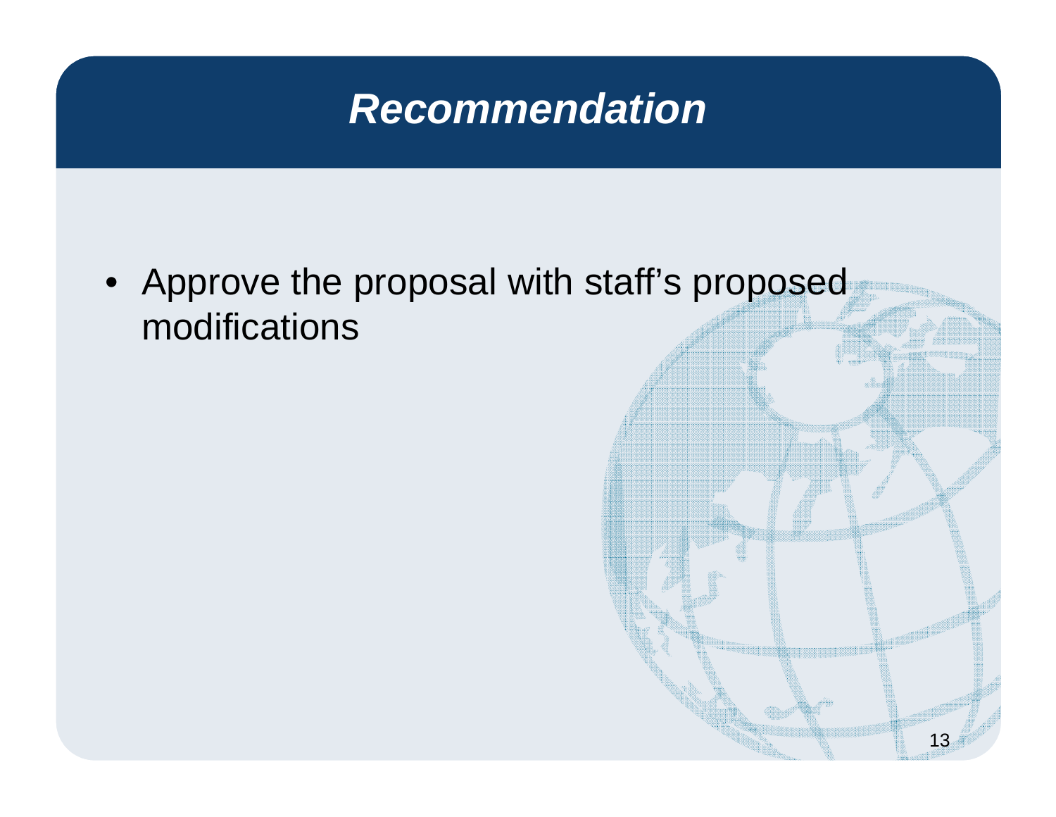# *Recommendation*

- Approve the proposal with staff's proposed modifications